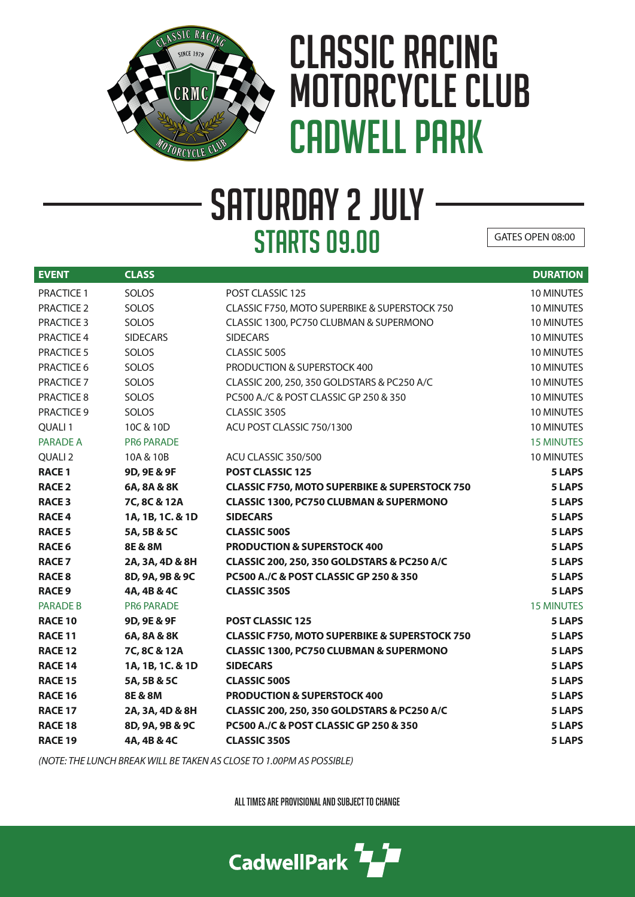# CLASSIC RACING MOTORCYCLE CLUB
# CADWELL PARK

## SATURDAY 2 JULY

### STARTS 09.00

GATES OPEN 08:00

| EVENT | CLASS | | DURATION |
|---|---|---|---|
| PRACTICE 1 | SOLOS | POST CLASSIC 125 | 10 MINUTES |
| PRACTICE 2 | SOLOS | CLASSIC F750, MOTO SUPERBIKE & SUPERSTOCK 750 | 10 MINUTES |
| PRACTICE 3 | SOLOS | CLASSIC 1300, PC750 CLUBMAN & SUPERMONO | 10 MINUTES |
| PRACTICE 4 | SIDECARS | SIDECARS | 10 MINUTES |
| PRACTICE 5 | SOLOS | CLASSIC 500S | 10 MINUTES |
| PRACTICE 6 | SOLOS | PRODUCTION & SUPERSTOCK 400 | 10 MINUTES |
| PRACTICE 7 | SOLOS | CLASSIC 200, 250, 350 GOLDSTARS & PC250 A/C | 10 MINUTES |
| PRACTICE 8 | SOLOS | PC500 A./C & POST CLASSIC GP 250 & 350 | 10 MINUTES |
| PRACTICE 9 | SOLOS | CLASSIC 350S | 10 MINUTES |
| QUALI 1 | 10C & 10D | ACU POST CLASSIC 750/1300 | 10 MINUTES |
| PARADE A | PR6 PARADE | | 15 MINUTES |
| QUALI 2 | 10A & 10B | ACU CLASSIC 350/500 | 10 MINUTES |
| **RACE 1** | **9D, 9E & 9F** | **POST CLASSIC 125** | **5 LAPS** |
| **RACE 2** | **6A, 8A & 8K** | **CLASSIC F750, MOTO SUPERBIKE & SUPERSTOCK 750** | **5 LAPS** |
| **RACE 3** | **7C, 8C & 12A** | **CLASSIC 1300, PC750 CLUBMAN & SUPERMONO** | **5 LAPS** |
| **RACE 4** | **1A, 1B, 1C. & 1D** | **SIDECARS** | **5 LAPS** |
| **RACE 5** | **5A, 5B & 5C** | **CLASSIC 500S** | **5 LAPS** |
| **RACE 6** | **8E & 8M** | **PRODUCTION & SUPERSTOCK 400** | **5 LAPS** |
| **RACE 7** | **2A, 3A, 4D & 8H** | **CLASSIC 200, 250, 350 GOLDSTARS & PC250 A/C** | **5 LAPS** |
| **RACE 8** | **8D, 9A, 9B & 9C** | **PC500 A./C & POST CLASSIC GP 250 & 350** | **5 LAPS** |
| **RACE 9** | **4A, 4B & 4C** | **CLASSIC 350S** | **5 LAPS** |
| PARADE B | PR6 PARADE | | 15 MINUTES |
| **RACE 10** | **9D, 9E & 9F** | **POST CLASSIC 125** | **5 LAPS** |
| **RACE 11** | **6A, 8A & 8K** | **CLASSIC F750, MOTO SUPERBIKE & SUPERSTOCK 750** | **5 LAPS** |
| **RACE 12** | **7C, 8C & 12A** | **CLASSIC 1300, PC750 CLUBMAN & SUPERMONO** | **5 LAPS** |
| **RACE 14** | **1A, 1B, 1C. & 1D** | **SIDECARS** | **5 LAPS** |
| **RACE 15** | **5A, 5B & 5C** | **CLASSIC 500S** | **5 LAPS** |
| **RACE 16** | **8E & 8M** | **PRODUCTION & SUPERSTOCK 400** | **5 LAPS** |
| **RACE 17** | **2A, 3A, 4D & 8H** | **CLASSIC 200, 250, 350 GOLDSTARS & PC250 A/C** | **5 LAPS** |
| **RACE 18** | **8D, 9A, 9B & 9C** | **PC500 A./C & POST CLASSIC GP 250 & 350** | **5 LAPS** |
| **RACE 19** | **4A, 4B & 4C** | **CLASSIC 350S** | **5 LAPS** |

*(NOTE: THE LUNCH BREAK WILL BE TAKEN AS CLOSE TO 1.00PM AS POSSIBLE)*

ALL TIMES ARE PROVISIONAL AND SUBJECT TO CHANGE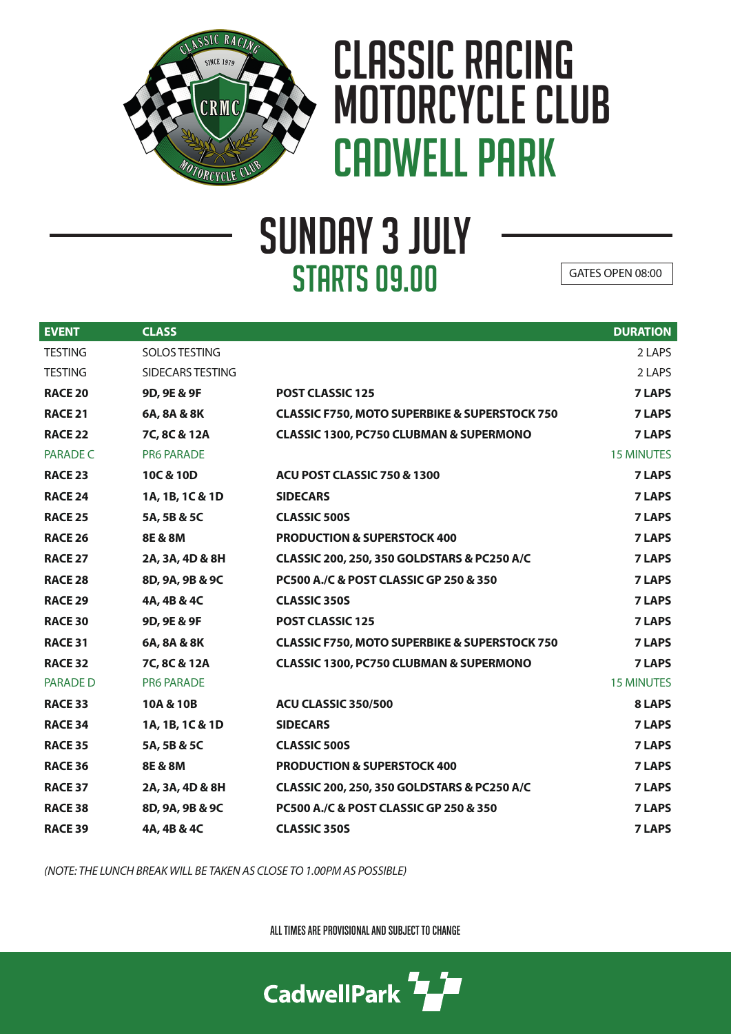# CLASSIC RACING MOTORCYCLE CLUB
## CADWELL PARK

## SUNDAY 3 JULY
### STARTS 09.00

GATES OPEN 08:00

| EVENT | CLASS | | DURATION |
|---|---|---|---|
| TESTING | SOLOS TESTING | | 2 LAPS |
| TESTING | SIDECARS TESTING | | 2 LAPS |
| **RACE 20** | **9D, 9E & 9F** | **POST CLASSIC 125** | **7 LAPS** |
| **RACE 21** | **6A, 8A & 8K** | **CLASSIC F750, MOTO SUPERBIKE & SUPERSTOCK 750** | **7 LAPS** |
| **RACE 22** | **7C, 8C & 12A** | **CLASSIC 1300, PC750 CLUBMAN & SUPERMONO** | **7 LAPS** |
| PARADE C | PR6 PARADE | | 15 MINUTES |
| **RACE 23** | **10C & 10D** | **ACU POST CLASSIC 750 & 1300** | **7 LAPS** |
| **RACE 24** | **1A, 1B, 1C & 1D** | **SIDECARS** | **7 LAPS** |
| **RACE 25** | **5A, 5B & 5C** | **CLASSIC 500S** | **7 LAPS** |
| **RACE 26** | **8E & 8M** | **PRODUCTION & SUPERSTOCK 400** | **7 LAPS** |
| **RACE 27** | **2A, 3A, 4D & 8H** | **CLASSIC 200, 250, 350 GOLDSTARS & PC250 A/C** | **7 LAPS** |
| **RACE 28** | **8D, 9A, 9B & 9C** | **PC500 A./C & POST CLASSIC GP 250 & 350** | **7 LAPS** |
| **RACE 29** | **4A, 4B & 4C** | **CLASSIC 350S** | **7 LAPS** |
| **RACE 30** | **9D, 9E & 9F** | **POST CLASSIC 125** | **7 LAPS** |
| **RACE 31** | **6A, 8A & 8K** | **CLASSIC F750, MOTO SUPERBIKE & SUPERSTOCK 750** | **7 LAPS** |
| **RACE 32** | **7C, 8C & 12A** | **CLASSIC 1300, PC750 CLUBMAN & SUPERMONO** | **7 LAPS** |
| PARADE D | PR6 PARADE | | 15 MINUTES |
| **RACE 33** | **10A & 10B** | **ACU CLASSIC 350/500** | **8 LAPS** |
| **RACE 34** | **1A, 1B, 1C & 1D** | **SIDECARS** | **7 LAPS** |
| **RACE 35** | **5A, 5B & 5C** | **CLASSIC 500S** | **7 LAPS** |
| **RACE 36** | **8E & 8M** | **PRODUCTION & SUPERSTOCK 400** | **7 LAPS** |
| **RACE 37** | **2A, 3A, 4D & 8H** | **CLASSIC 200, 250, 350 GOLDSTARS & PC250 A/C** | **7 LAPS** |
| **RACE 38** | **8D, 9A, 9B & 9C** | **PC500 A./C & POST CLASSIC GP 250 & 350** | **7 LAPS** |
| **RACE 39** | **4A, 4B & 4C** | **CLASSIC 350S** | **7 LAPS** |

*(NOTE: THE LUNCH BREAK WILL BE TAKEN AS CLOSE TO 1.00PM AS POSSIBLE)*

ALL TIMES ARE PROVISIONAL AND SUBJECT TO CHANGE

CadwellPark